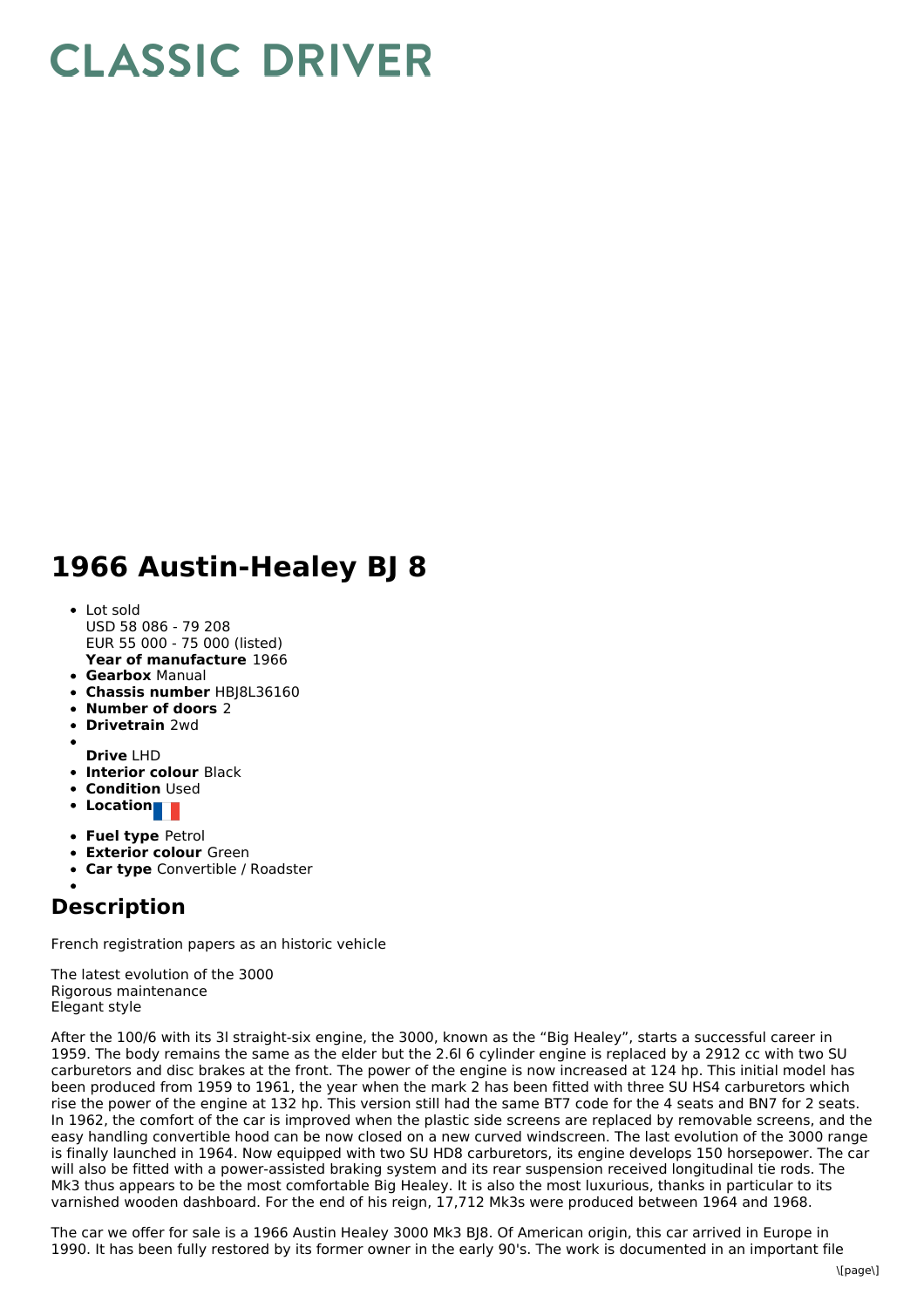# CLASSIC DRIVER

# 1966 Austin-Healey BJ 8

- Lot sold
  USD 58 086 - 79 208
  EUR 55 000 - 75 000 (listed)
  **Year of manufacture** 1966
- **Gearbox** Manual
- **Chassis number** HBJ8L36160
- **Number of doors** 2
- **Drivetrain** 2wd
- **Drive** LHD
- **Interior colour** Black
- **Condition** Used
- **Location**
- **Fuel type** Petrol
- **Exterior colour** Green
- **Car type** Convertible / Roadster

## Description

French registration papers as an historic vehicle

The latest evolution of the 3000
Rigorous maintenance
Elegant style

After the 100/6 with its 3l straight-six engine, the 3000, known as the "Big Healey", starts a successful career in 1959. The body remains the same as the elder but the 2.6l 6 cylinder engine is replaced by a 2912 cc with two SU carburetors and disc brakes at the front. The power of the engine is now increased at 124 hp. This initial model has been produced from 1959 to 1961, the year when the mark 2 has been fitted with three SU HS4 carburetors which rise the power of the engine at 132 hp. This version still had the same BT7 code for the 4 seats and BN7 for 2 seats. In 1962, the comfort of the car is improved when the plastic side screens are replaced by removable screens, and the easy handling convertible hood can be now closed on a new curved windscreen. The last evolution of the 3000 range is finally launched in 1964. Now equipped with two SU HD8 carburetors, its engine develops 150 horsepower. The car will also be fitted with a power-assisted braking system and its rear suspension received longitudinal tie rods. The Mk3 thus appears to be the most comfortable Big Healey. It is also the most luxurious, thanks in particular to its varnished wooden dashboard. For the end of his reign, 17,712 Mk3s were produced between 1964 and 1968.

The car we offer for sale is a 1966 Austin Healey 3000 Mk3 BJ8. Of American origin, this car arrived in Europe in 1990. It has been fully restored by its former owner in the early 90's. The work is documented in an important file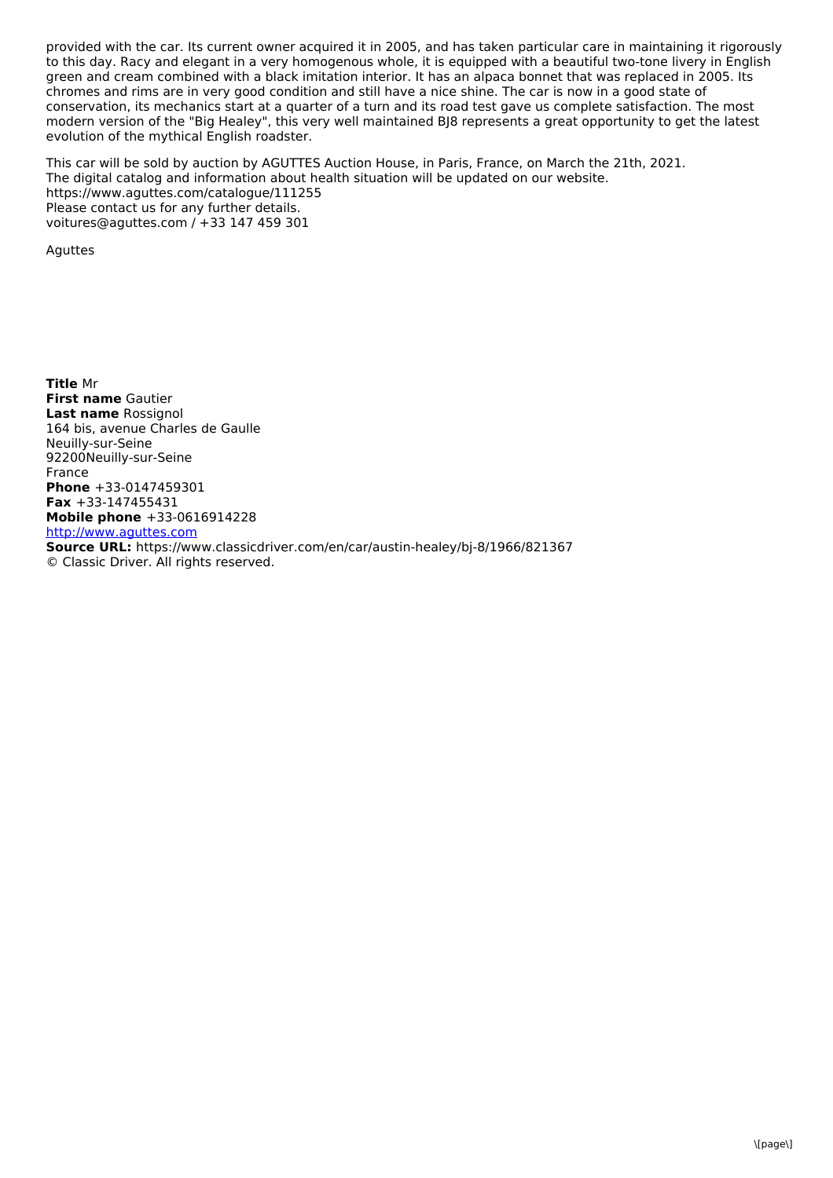provided with the car. Its current owner acquired it in 2005, and has taken particular care in maintaining it rigorously to this day. Racy and elegant in a very homogenous whole, it is equipped with a beautiful two-tone livery in English green and cream combined with a black imitation interior. It has an alpaca bonnet that was replaced in 2005. Its chromes and rims are in very good condition and still have a nice shine. The car is now in a good state of conservation, its mechanics start at a quarter of a turn and its road test gave us complete satisfaction. The most modern version of the "Big Healey", this very well maintained BJ8 represents a great opportunity to get the latest evolution of the mythical English roadster.

This car will be sold by auction by AGUTTES Auction House, in Paris, France, on March the 21th, 2021.
The digital catalog and information about health situation will be updated on our website.
https://www.aguttes.com/catalogue/111255
Please contact us for any further details.
voitures@aguttes.com / +33 147 459 301

Aguttes

**Title** Mr
**First name** Gautier
**Last name** Rossignol
164 bis, avenue Charles de Gaulle
Neuilly-sur-Seine
92200Neuilly-sur-Seine
France
**Phone** +33-0147459301
**Fax** +33-147455431
**Mobile phone** +33-0616914228
[http://www.aguttes.com](http://www.aguttes.com)
**Source URL:** https://www.classicdriver.com/en/car/austin-healey/bj-8/1966/821367
© Classic Driver. All rights reserved.